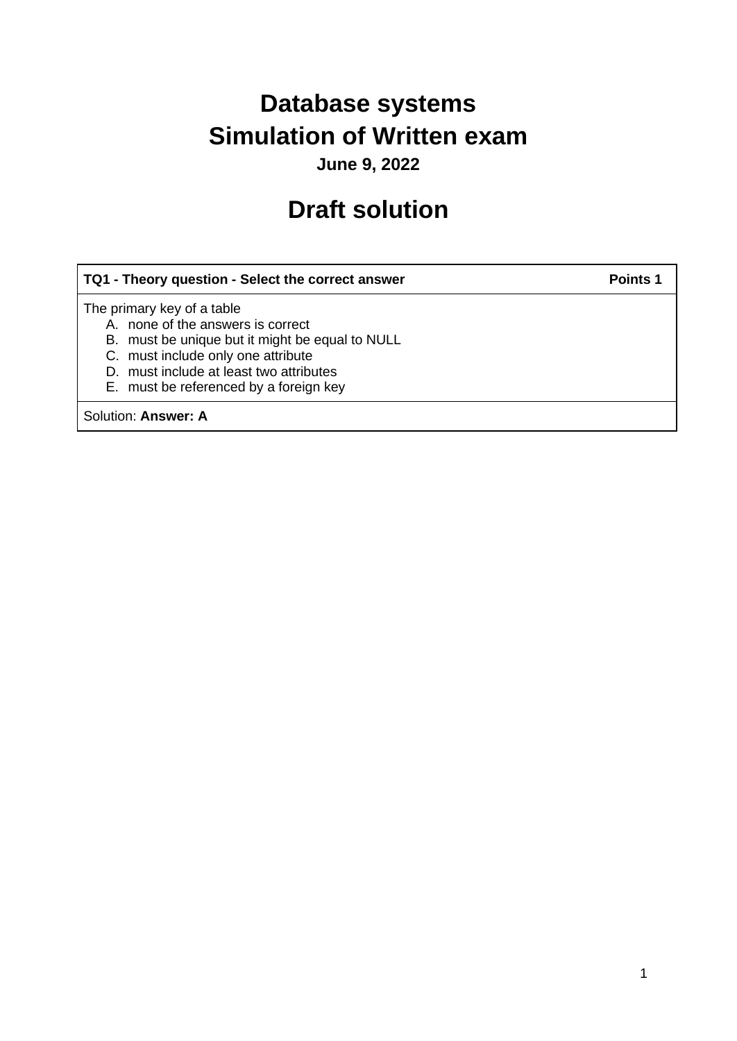# Database systems
# Simulation of Written exam

**June 9, 2022**

# Draft solution

| **TQ1 - Theory question - Select the correct answer** | **Points 1** |
| --- | --- |
| The primary key of a table<br>A. none of the answers is correct<br>B. must be unique but it might be equal to NULL<br>C. must include only one attribute<br>D. must include at least two attributes<br>E. must be referenced by a foreign key | |
| Solution: **Answer: A** | |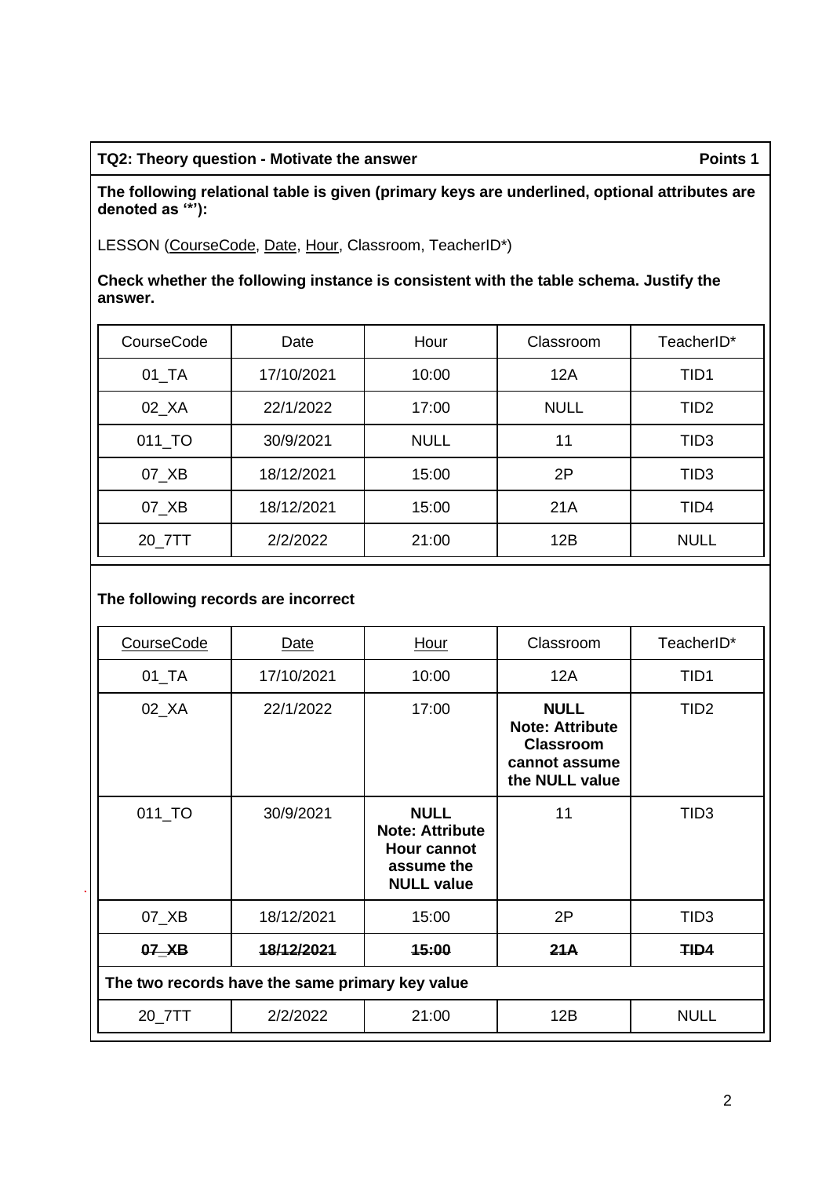**TQ2: Theory question - Motivate the answer** **Points 1**

**The following relational table is given (primary keys are underlined, optional attributes are denoted as '*'):**

LESSON (<u>CourseCode</u>, <u>Date</u>, <u>Hour</u>, Classroom, TeacherID*)

**Check whether the following instance is consistent with the table schema. Justify the answer.**

| CourseCode | Date | Hour | Classroom | TeacherID* |
|---|---|---|---|---|
| 01_TA | 17/10/2021 | 10:00 | 12A | TID1 |
| 02_XA | 22/1/2022 | 17:00 | NULL | TID2 |
| 011_TO | 30/9/2021 | NULL | 11 | TID3 |
| 07_XB | 18/12/2021 | 15:00 | 2P | TID3 |
| 07_XB | 18/12/2021 | 15:00 | 21A | TID4 |
| 20_7TT | 2/2/2022 | 21:00 | 12B | NULL |

**The following records are incorrect**

| <u>CourseCode</u> | <u>Date</u> | <u>Hour</u> | Classroom | TeacherID* |
|---|---|---|---|---|
| 01_TA | 17/10/2021 | 10:00 | 12A | TID1 |
| 02_XA | 22/1/2022 | 17:00 | **NULL Note: Attribute Classroom cannot assume the NULL value** | TID2 |
| 011_TO | 30/9/2021 | **NULL Note: Attribute Hour cannot assume the NULL value** | 11 | TID3 |
| 07_XB | 18/12/2021 | 15:00 | 2P | TID3 |
| ~~**07_XB**~~ | ~~**18/12/2021**~~ | ~~**15:00**~~ | ~~**21A**~~ | ~~**TID4**~~ |
| **The two records have the same primary key value** | | | | |
| 20_7TT | 2/2/2022 | 21:00 | 12B | NULL |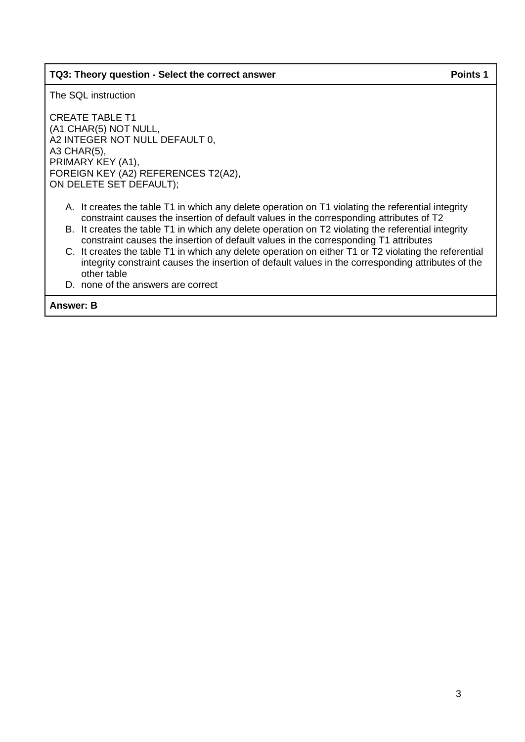**TQ3: Theory question - Select the correct answer** **Points 1**

The SQL instruction

```
CREATE TABLE T1
(A1 CHAR(5) NOT NULL,
A2 INTEGER NOT NULL DEFAULT 0,
A3 CHAR(5),
PRIMARY KEY (A1),
FOREIGN KEY (A2) REFERENCES T2(A2),
ON DELETE SET DEFAULT);
```

A. It creates the table T1 in which any delete operation on T1 violating the referential integrity constraint causes the insertion of default values in the corresponding attributes of T2
B. It creates the table T1 in which any delete operation on T2 violating the referential integrity constraint causes the insertion of default values in the corresponding T1 attributes
C. It creates the table T1 in which any delete operation on either T1 or T2 violating the referential integrity constraint causes the insertion of default values in the corresponding attributes of the other table
D. none of the answers are correct

**Answer: B**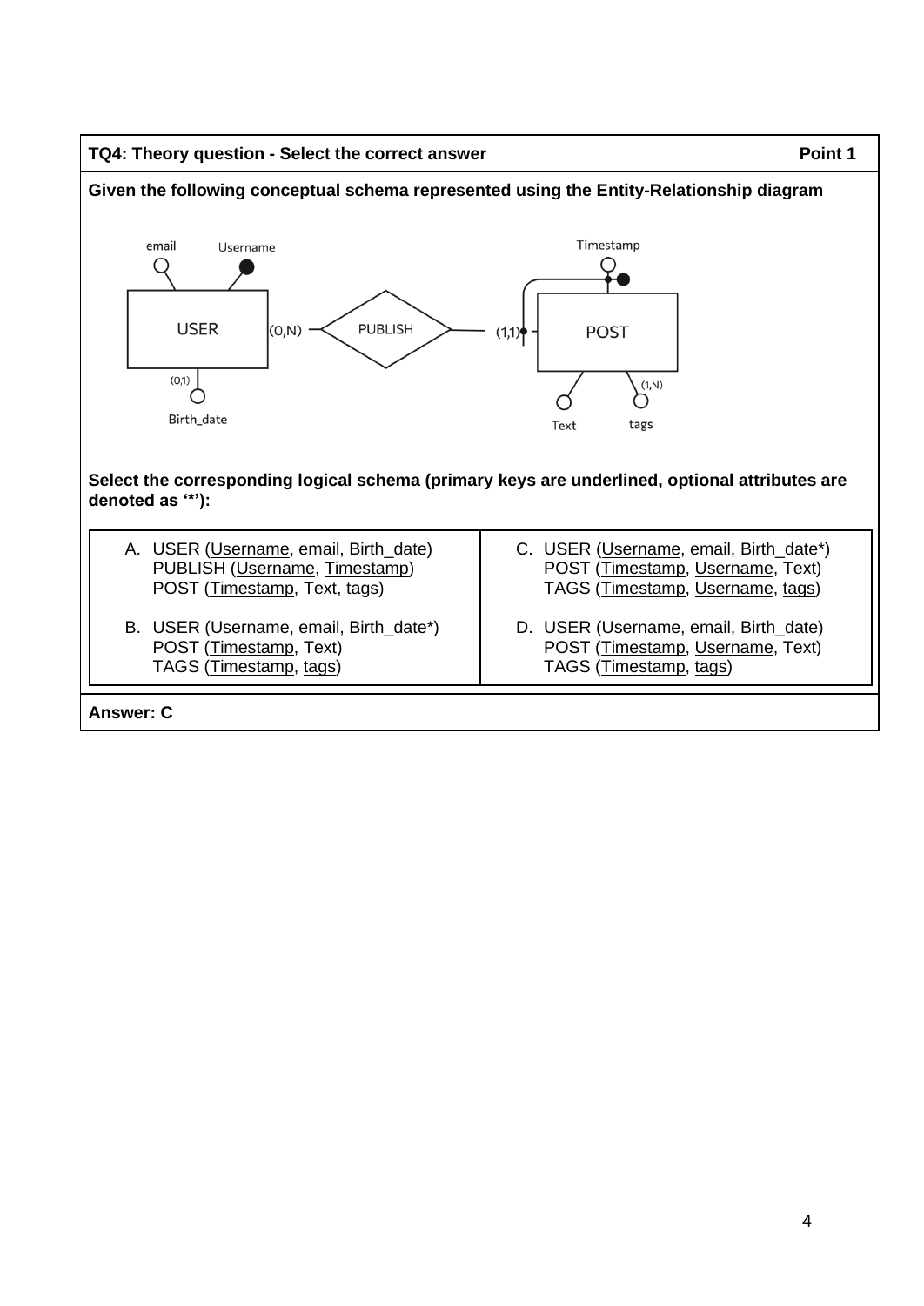**TQ4: Theory question - Select the correct answer** **Point 1**

**Given the following conceptual schema represented using the Entity-Relationship diagram**

email Username

USER (0,N) PUBLISH (1,1) POST

Timestamp

(0,1) Birth_date

Text (1,N) tags

**Select the corresponding logical schema (primary keys are underlined, optional attributes are denoted as '*'):**

| | |
|---|---|
| A. USER (<u>Username</u>, email, Birth_date)<br>PUBLISH (<u>Username</u>, <u>Timestamp</u>)<br>POST (<u>Timestamp</u>, Text, tags) | C. USER (<u>Username</u>, email, Birth_date*)<br>POST (<u>Timestamp</u>, <u>Username</u>, Text)<br>TAGS (<u>Timestamp</u>, <u>Username</u>, <u>tags</u>) |
| B. USER (<u>Username</u>, email, Birth_date*)<br>POST (<u>Timestamp</u>, Text)<br>TAGS (<u>Timestamp</u>, <u>tags</u>) | D. USER (<u>Username</u>, email, Birth_date)<br>POST (<u>Timestamp</u>, <u>Username</u>, Text)<br>TAGS (<u>Timestamp</u>, <u>tags</u>) |

**Answer: C**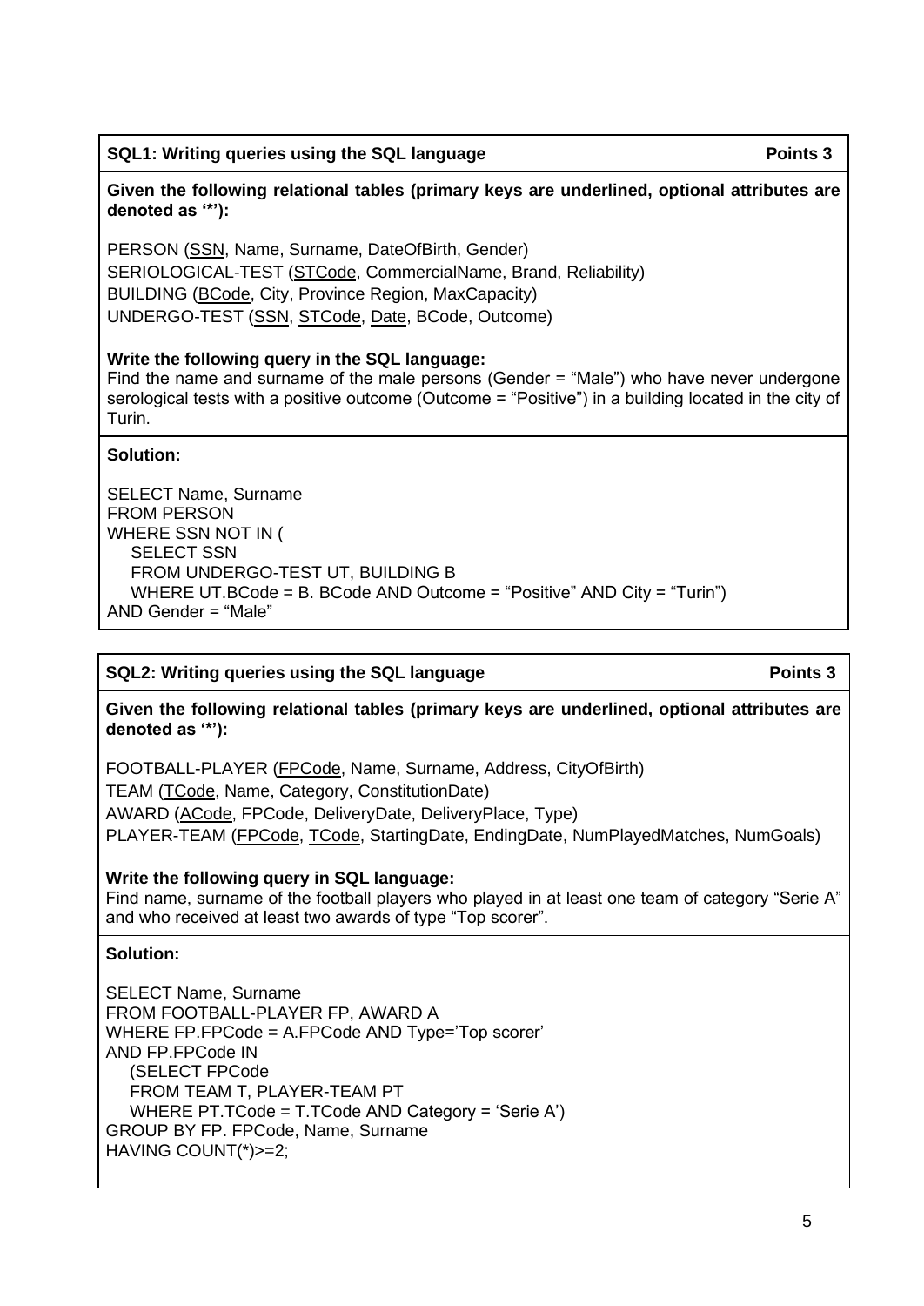**SQL1: Writing queries using the SQL language** **Points 3**

**Given the following relational tables (primary keys are underlined, optional attributes are denoted as '*'):**

PERSON (<u>SSN</u>, Name, Surname, DateOfBirth, Gender)
SERIOLOGICAL-TEST (<u>STCode</u>, CommercialName, Brand, Reliability)
BUILDING (<u>BCode</u>, City, Province Region, MaxCapacity)
UNDERGO-TEST (<u>SSN</u>, <u>STCode</u>, <u>Date</u>, BCode, Outcome)

**Write the following query in the SQL language:**
Find the name and surname of the male persons (Gender = "Male") who have never undergone serological tests with a positive outcome (Outcome = "Positive") in a building located in the city of Turin.

**Solution:**

```
SELECT Name, Surname
FROM PERSON
WHERE SSN NOT IN (
    SELECT SSN
    FROM UNDERGO-TEST UT, BUILDING B
    WHERE UT.BCode = B. BCode AND Outcome = "Positive" AND City = "Turin")
AND Gender = "Male"
```

**SQL2: Writing queries using the SQL language** **Points 3**

**Given the following relational tables (primary keys are underlined, optional attributes are denoted as '*'):**

FOOTBALL-PLAYER (<u>FPCode</u>, Name, Surname, Address, CityOfBirth)
TEAM (<u>TCode</u>, Name, Category, ConstitutionDate)
AWARD (<u>ACode</u>, FPCode, DeliveryDate, DeliveryPlace, Type)
PLAYER-TEAM (<u>FPCode</u>, <u>TCode</u>, StartingDate, EndingDate, NumPlayedMatches, NumGoals)

**Write the following query in SQL language:**
Find name, surname of the football players who played in at least one team of category "Serie A" and who received at least two awards of type "Top scorer".

**Solution:**

```
SELECT Name, Surname
FROM FOOTBALL-PLAYER FP, AWARD A
WHERE FP.FPCode = A.FPCode AND Type='Top scorer'
AND FP.FPCode IN
    (SELECT FPCode
    FROM TEAM T, PLAYER-TEAM PT
    WHERE PT.TCode = T.TCode AND Category = 'Serie A')
GROUP BY FP. FPCode, Name, Surname
HAVING COUNT(*)>=2;
```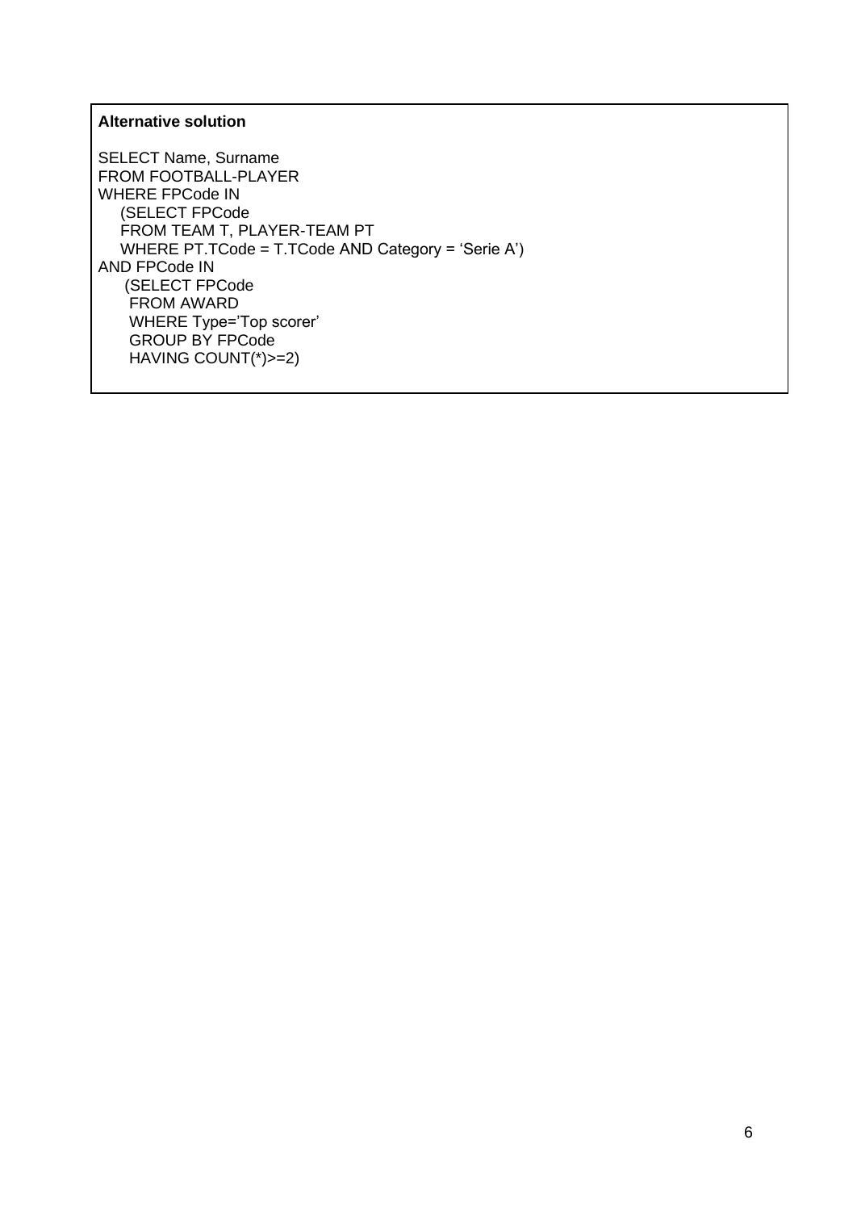**Alternative solution**

```
SELECT Name, Surname
FROM FOOTBALL-PLAYER
WHERE FPCode IN
    (SELECT FPCode
    FROM TEAM T, PLAYER-TEAM PT
    WHERE PT.TCode = T.TCode AND Category = 'Serie A')
AND FPCode IN
     (SELECT FPCode
      FROM AWARD
      WHERE Type='Top scorer'
      GROUP BY FPCode
      HAVING COUNT(*)>=2)
```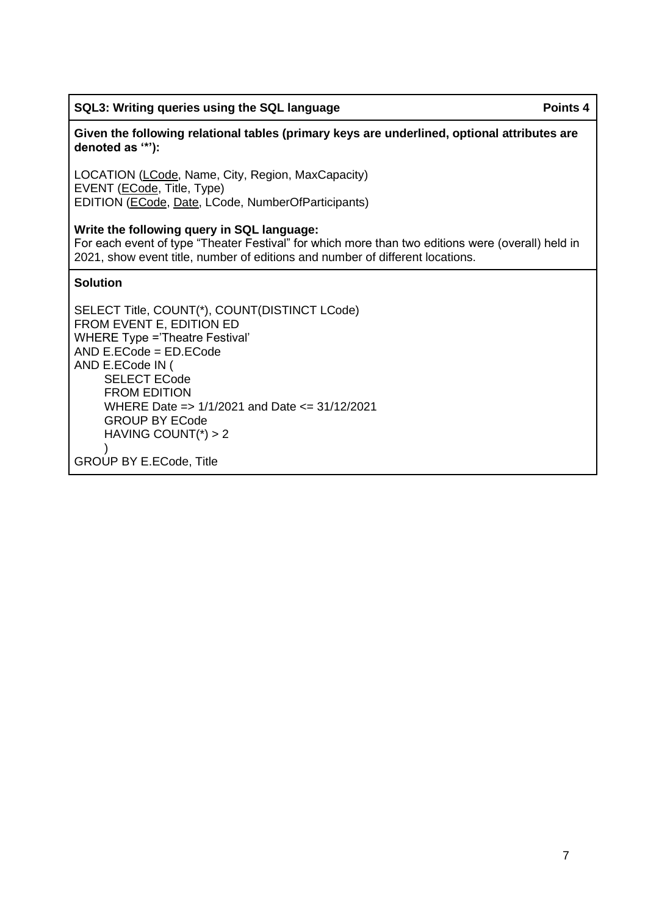**SQL3: Writing queries using the SQL language** **Points 4**

**Given the following relational tables (primary keys are underlined, optional attributes are denoted as '*'):**

LOCATION (<u>LCode</u>, Name, City, Region, MaxCapacity)
EVENT (<u>ECode</u>, Title, Type)
EDITION (<u>ECode</u>, <u>Date</u>, LCode, NumberOfParticipants)

**Write the following query in SQL language:**
For each event of type "Theater Festival" for which more than two editions were (overall) held in 2021, show event title, number of editions and number of different locations.

**Solution**

```
SELECT Title, COUNT(*), COUNT(DISTINCT LCode)
FROM EVENT E, EDITION ED
WHERE Type ='Theatre Festival'
AND E.ECode = ED.ECode
AND E.ECode IN (
      SELECT ECode
      FROM EDITION
      WHERE Date => 1/1/2021 and Date <= 31/12/2021
      GROUP BY ECode
      HAVING COUNT(*) > 2
      )
GROUP BY E.ECode, Title
```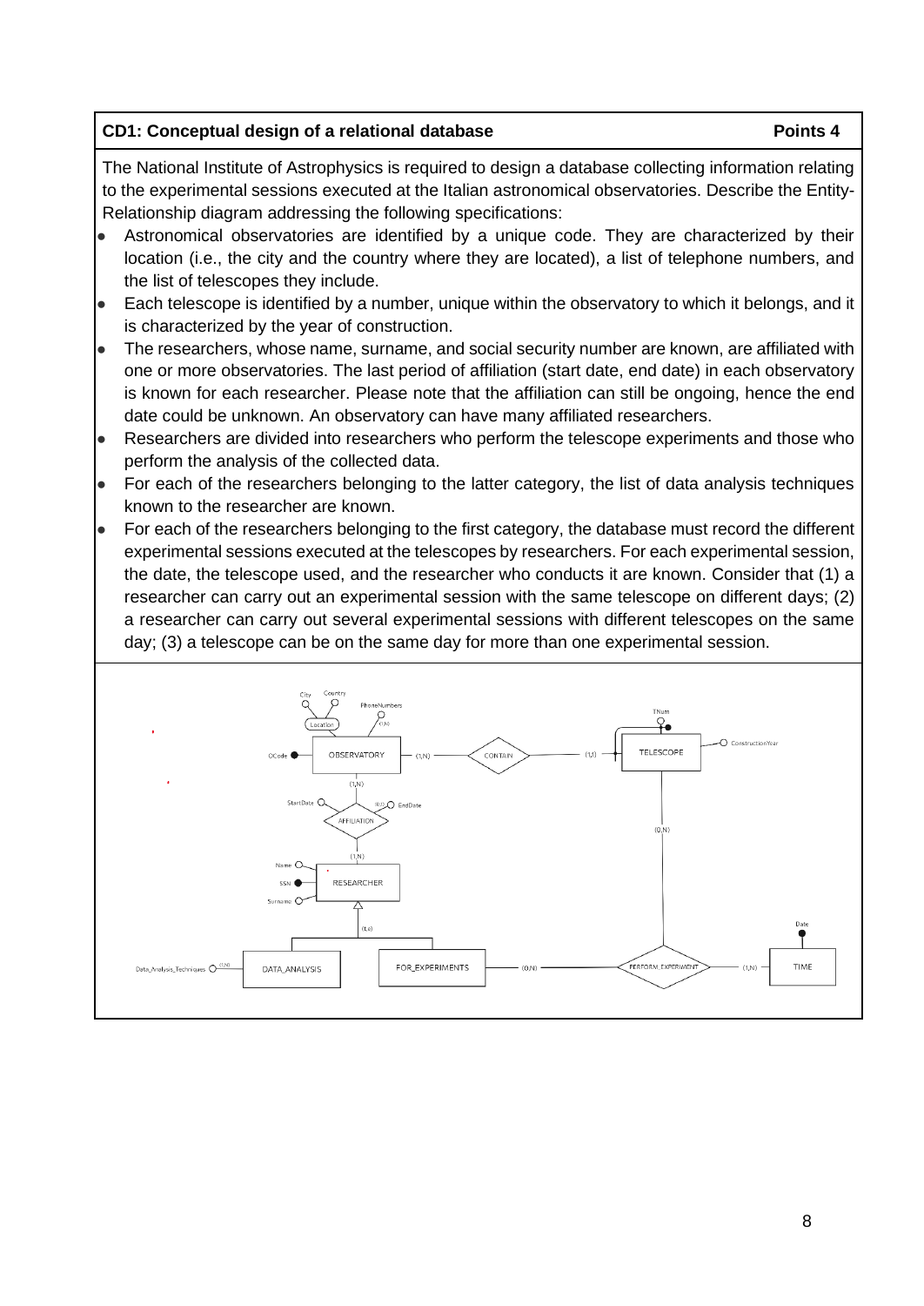**CD1: Conceptual design of a relational database** **Points 4**

The National Institute of Astrophysics is required to design a database collecting information relating to the experimental sessions executed at the Italian astronomical observatories. Describe the Entity-Relationship diagram addressing the following specifications:

- Astronomical observatories are identified by a unique code. They are characterized by their location (i.e., the city and the country where they are located), a list of telephone numbers, and the list of telescopes they include.
- Each telescope is identified by a number, unique within the observatory to which it belongs, and it is characterized by the year of construction.
- The researchers, whose name, surname, and social security number are known, are affiliated with one or more observatories. The last period of affiliation (start date, end date) in each observatory is known for each researcher. Please note that the affiliation can still be ongoing, hence the end date could be unknown. An observatory can have many affiliated researchers.
- Researchers are divided into researchers who perform the telescope experiments and those who perform the analysis of the collected data.
- For each of the researchers belonging to the latter category, the list of data analysis techniques known to the researcher are known.
- For each of the researchers belonging to the first category, the database must record the different experimental sessions executed at the telescopes by researchers. For each experimental session, the date, the telescope used, and the researcher who conducts it are known. Consider that (1) a researcher can carry out an experimental session with the same telescope on different days; (2) a researcher can carry out several experimental sessions with different telescopes on the same day; (3) a telescope can be on the same day for more than one experimental session.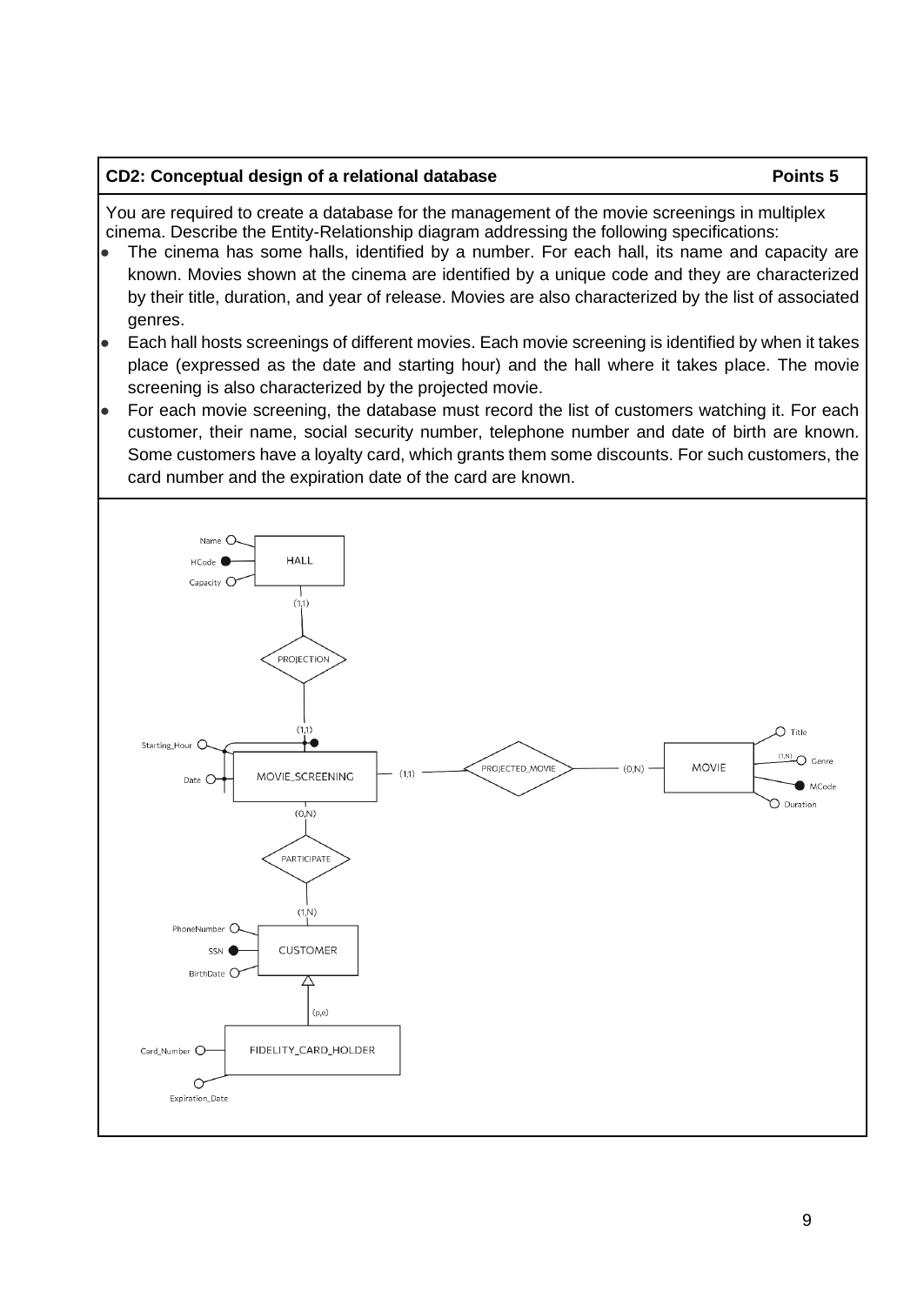**CD2: Conceptual design of a relational database** **Points 5**

You are required to create a database for the management of the movie screenings in multiplex cinema. Describe the Entity-Relationship diagram addressing the following specifications:

- The cinema has some halls, identified by a number. For each hall, its name and capacity are known. Movies shown at the cinema are identified by a unique code and they are characterized by their title, duration, and year of release. Movies are also characterized by the list of associated genres.
- Each hall hosts screenings of different movies. Each movie screening is identified by when it takes place (expressed as the date and starting hour) and the hall where it takes place. The movie screening is also characterized by the projected movie.
- For each movie screening, the database must record the list of customers watching it. For each customer, their name, social security number, telephone number and date of birth are known. Some customers have a loyalty card, which grants them some discounts. For such customers, the card number and the expiration date of the card are known.

Name
HCode
Capacity
HALL
(1,1)
PROJECTION
(1,1)
Starting_Hour
Date
MOVIE_SCREENING
(1,1)
PROJECTED_MOVIE
(0,N)
MOVIE
Title
(1,N) Genre
MCode
Duration
(0,N)
PARTICIPATE
(1,N)
PhoneNumber
SSN
BirthDate
CUSTOMER
(p,e)
Card_Number
FIDELITY_CARD_HOLDER
Expiration_Date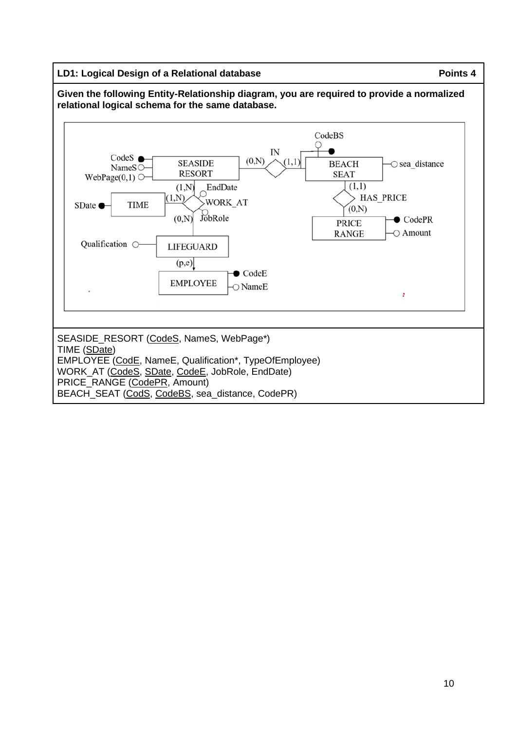| **LD1: Logical Design of a Relational database** | **Points 4** |
|---|---|

**Given the following Entity-Relationship diagram, you are required to provide a normalized relational logical schema for the same database.**

SEASIDE_RESORT (<u>CodeS</u>, NameS, WebPage*)
TIME (<u>SDate</u>)
EMPLOYEE (<u>CodE</u>, NameE, Qualification*, TypeOfEmployee)
WORK_AT (<u>CodeS</u>, <u>SDate</u>, <u>CodeE</u>, JobRole, EndDate)
PRICE_RANGE (<u>CodePR</u>, Amount)
BEACH_SEAT (<u>CodS</u>, <u>CodeBS</u>, sea_distance, CodePR)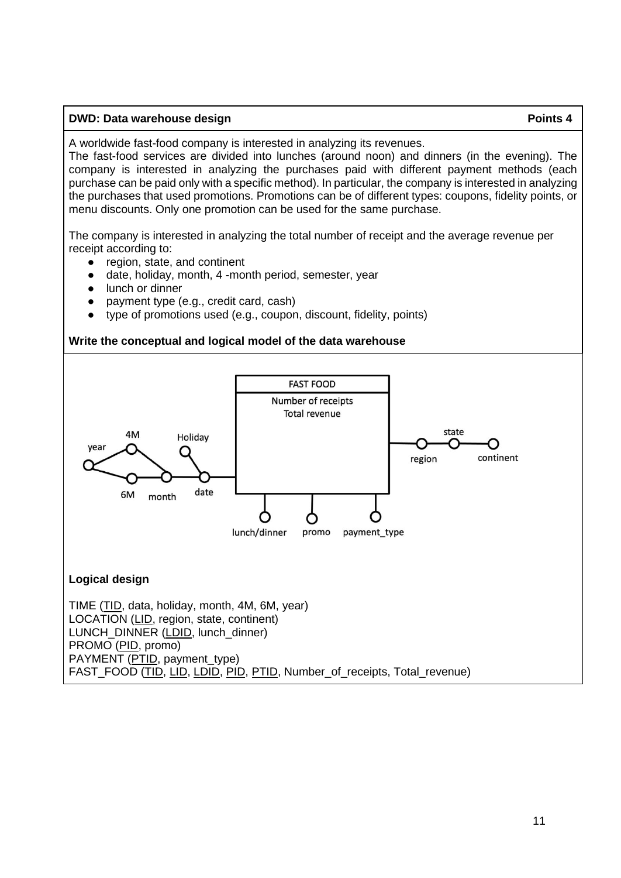**DWD: Data warehouse design** **Points 4**

A worldwide fast-food company is interested in analyzing its revenues.
The fast-food services are divided into lunches (around noon) and dinners (in the evening). The company is interested in analyzing the purchases paid with different payment methods (each purchase can be paid only with a specific method). In particular, the company is interested in analyzing the purchases that used promotions. Promotions can be of different types: coupons, fidelity points, or menu discounts. Only one promotion can be used for the same purchase.

The company is interested in analyzing the total number of receipt and the average revenue per receipt according to:

- region, state, and continent
- date, holiday, month, 4 -month period, semester, year
- lunch or dinner
- payment type (e.g., credit card, cash)
- type of promotions used (e.g., coupon, discount, fidelity, points)

**Write the conceptual and logical model of the data warehouse**

FAST FOOD
Number of receipts
Total revenue

year
4M
6M
month
Holiday
date
region
state
continent
lunch/dinner
promo
payment_type

**Logical design**

TIME (<u>TID</u>, data, holiday, month, 4M, 6M, year)
LOCATION (<u>LID</u>, region, state, continent)
LUNCH_DINNER (<u>LDID</u>, lunch_dinner)
PROMO (<u>PID</u>, promo)
PAYMENT (<u>PTID</u>, payment_type)
FAST_FOOD (<u>TID</u>, <u>LID</u>, <u>LDID</u>, <u>PID</u>, <u>PTID</u>, Number_of_receipts, Total_revenue)